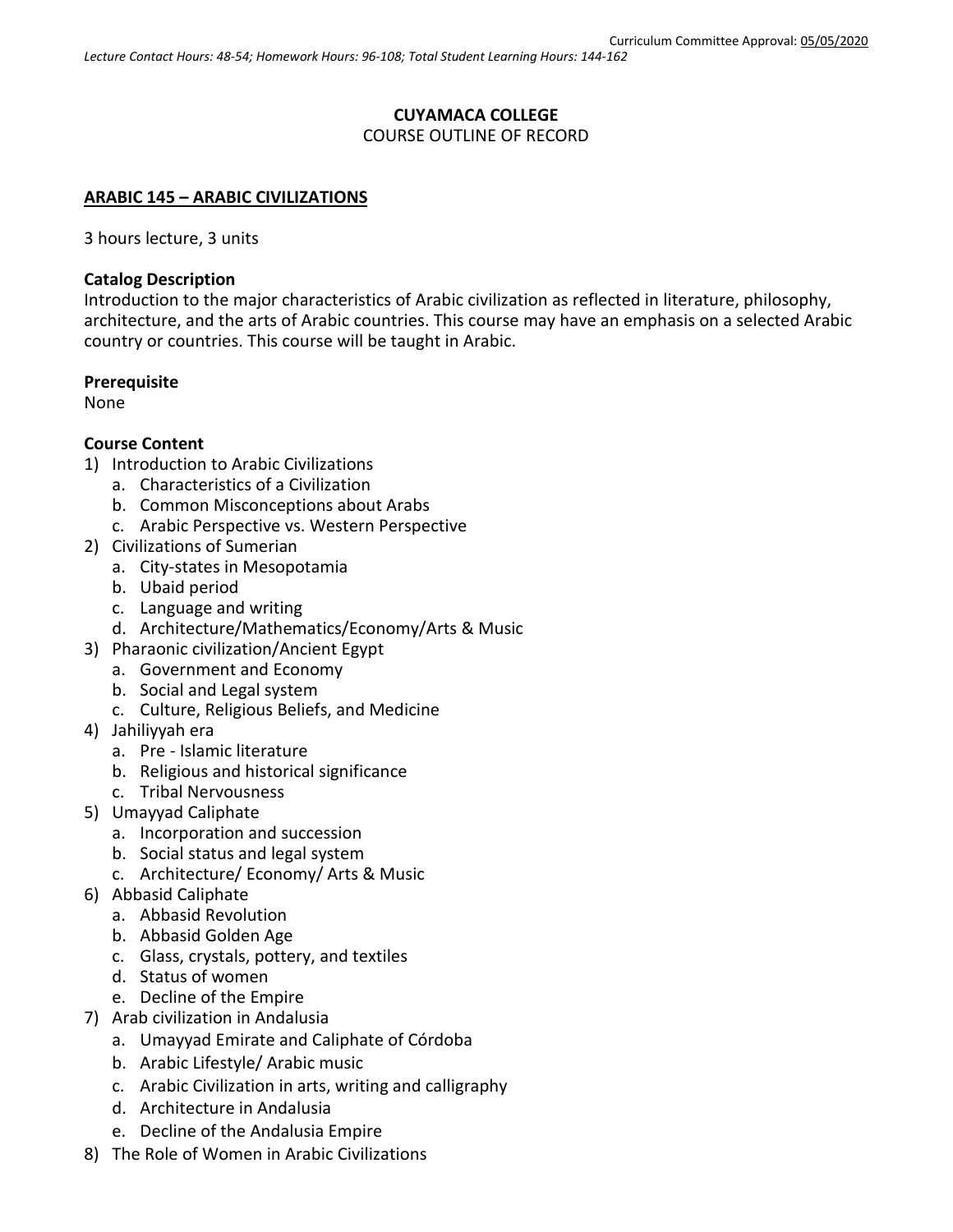Curriculum Committee Approval: 05/05/2020

*Lecture Contact Hours: 48-54; Homework Hours: 96-108; Total Student Learning Hours: 144-162*

**CUYAMACA COLLEGE**
COURSE OUTLINE OF RECORD

## ARABIC 145 – ARABIC CIVILIZATIONS

3 hours lecture, 3 units

### Catalog Description

Introduction to the major characteristics of Arabic civilization as reflected in literature, philosophy, architecture, and the arts of Arabic countries. This course may have an emphasis on a selected Arabic country or countries. This course will be taught in Arabic.

### Prerequisite

None

### Course Content

1) Introduction to Arabic Civilizations
   a. Characteristics of a Civilization
   b. Common Misconceptions about Arabs
   c. Arabic Perspective vs. Western Perspective
2) Civilizations of Sumerian
   a. City-states in Mesopotamia
   b. Ubaid period
   c. Language and writing
   d. Architecture/Mathematics/Economy/Arts & Music
3) Pharaonic civilization/Ancient Egypt
   a. Government and Economy
   b. Social and Legal system
   c. Culture, Religious Beliefs, and Medicine
4) Jahiliyyah era
   a. Pre - Islamic literature
   b. Religious and historical significance
   c. Tribal Nervousness
5) Umayyad Caliphate
   a. Incorporation and succession
   b. Social status and legal system
   c. Architecture/ Economy/ Arts & Music
6) Abbasid Caliphate
   a. Abbasid Revolution
   b. Abbasid Golden Age
   c. Glass, crystals, pottery, and textiles
   d. Status of women
   e. Decline of the Empire
7) Arab civilization in Andalusia
   a. Umayyad Emirate and Caliphate of Córdoba
   b. Arabic Lifestyle/ Arabic music
   c. Arabic Civilization in arts, writing and calligraphy
   d. Architecture in Andalusia
   e. Decline of the Andalusia Empire
8) The Role of Women in Arabic Civilizations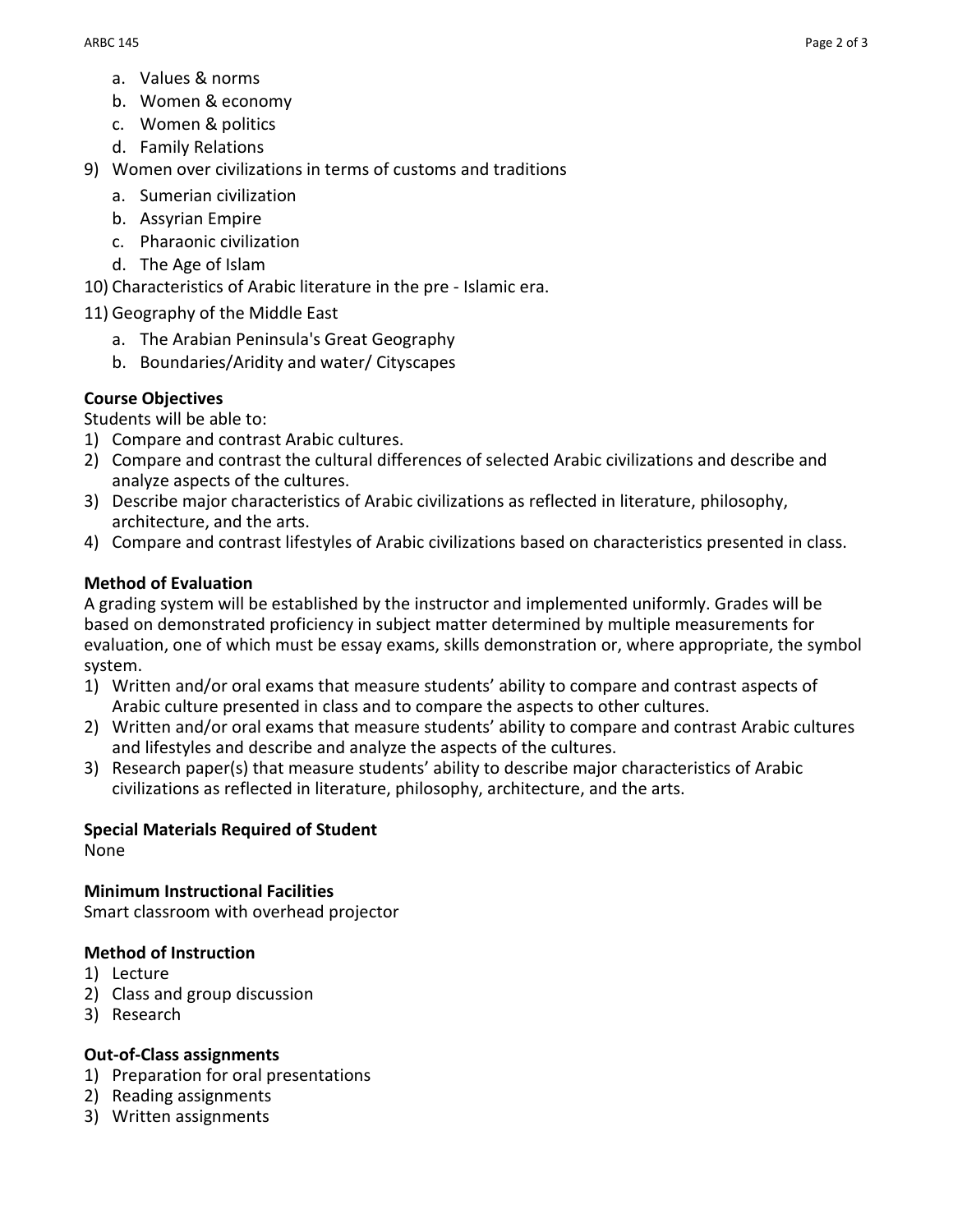a. Values & norms
   b. Women & economy
   c. Women & politics
   d. Family Relations
9) Women over civilizations in terms of customs and traditions
   a. Sumerian civilization
   b. Assyrian Empire
   c. Pharaonic civilization
   d. The Age of Islam
10) Characteristics of Arabic literature in the pre - Islamic era.
11) Geography of the Middle East
   a. The Arabian Peninsula's Great Geography
   b. Boundaries/Aridity and water/ Cityscapes

**Course Objectives**

Students will be able to:

1) Compare and contrast Arabic cultures.
2) Compare and contrast the cultural differences of selected Arabic civilizations and describe and analyze aspects of the cultures.
3) Describe major characteristics of Arabic civilizations as reflected in literature, philosophy, architecture, and the arts.
4) Compare and contrast lifestyles of Arabic civilizations based on characteristics presented in class.

**Method of Evaluation**

A grading system will be established by the instructor and implemented uniformly. Grades will be based on demonstrated proficiency in subject matter determined by multiple measurements for evaluation, one of which must be essay exams, skills demonstration or, where appropriate, the symbol system.

1) Written and/or oral exams that measure students' ability to compare and contrast aspects of Arabic culture presented in class and to compare the aspects to other cultures.
2) Written and/or oral exams that measure students' ability to compare and contrast Arabic cultures and lifestyles and describe and analyze the aspects of the cultures.
3) Research paper(s) that measure students' ability to describe major characteristics of Arabic civilizations as reflected in literature, philosophy, architecture, and the arts.

**Special Materials Required of Student**

None

**Minimum Instructional Facilities**

Smart classroom with overhead projector

**Method of Instruction**

1) Lecture
2) Class and group discussion
3) Research

**Out-of-Class assignments**

1) Preparation for oral presentations
2) Reading assignments
3) Written assignments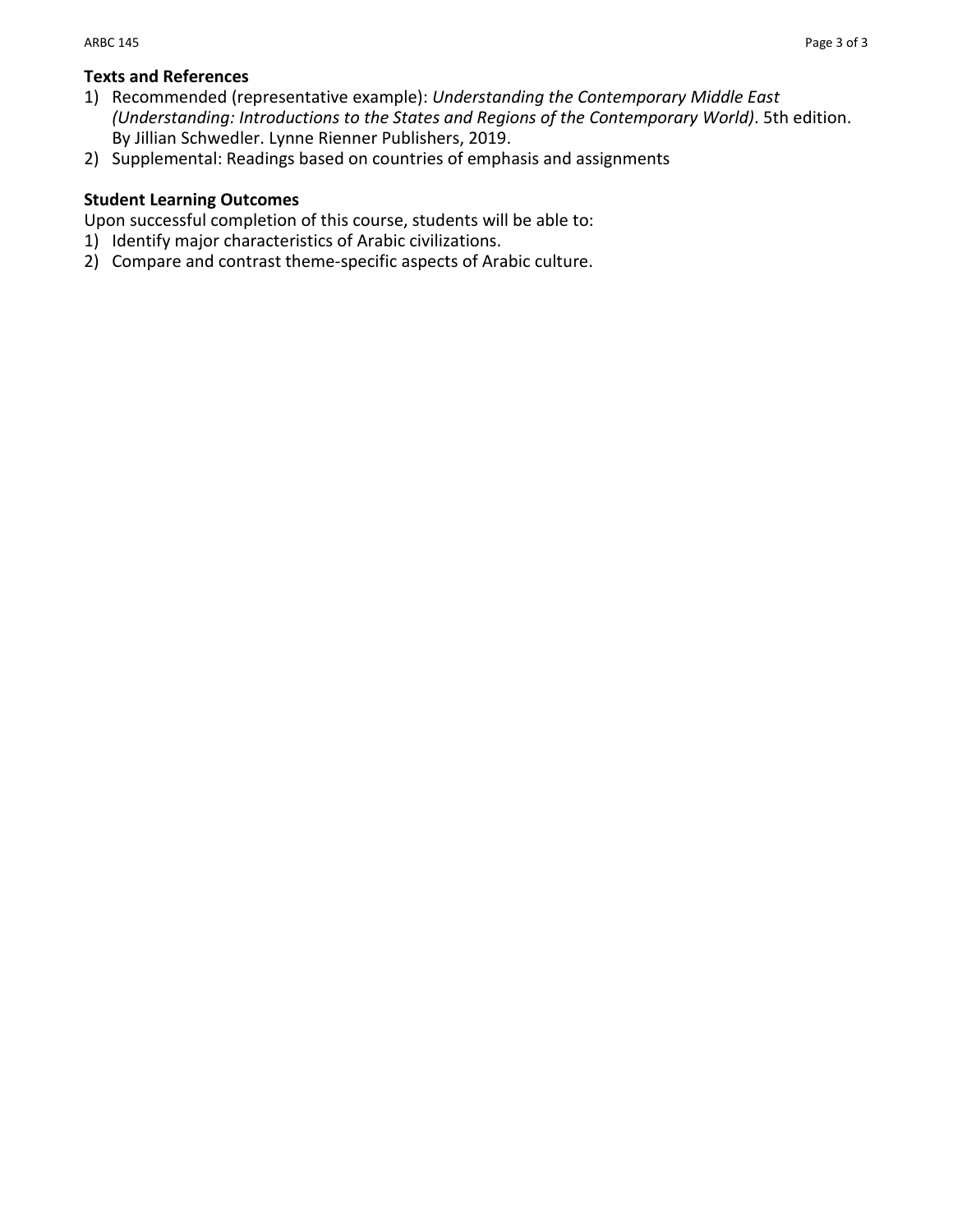**Texts and References**

1) Recommended (representative example): *Understanding the Contemporary Middle East (Understanding: Introductions to the States and Regions of the Contemporary World)*. 5th edition. By Jillian Schwedler. Lynne Rienner Publishers, 2019.
2) Supplemental: Readings based on countries of emphasis and assignments

**Student Learning Outcomes**

Upon successful completion of this course, students will be able to:

1) Identify major characteristics of Arabic civilizations.
2) Compare and contrast theme-specific aspects of Arabic culture.